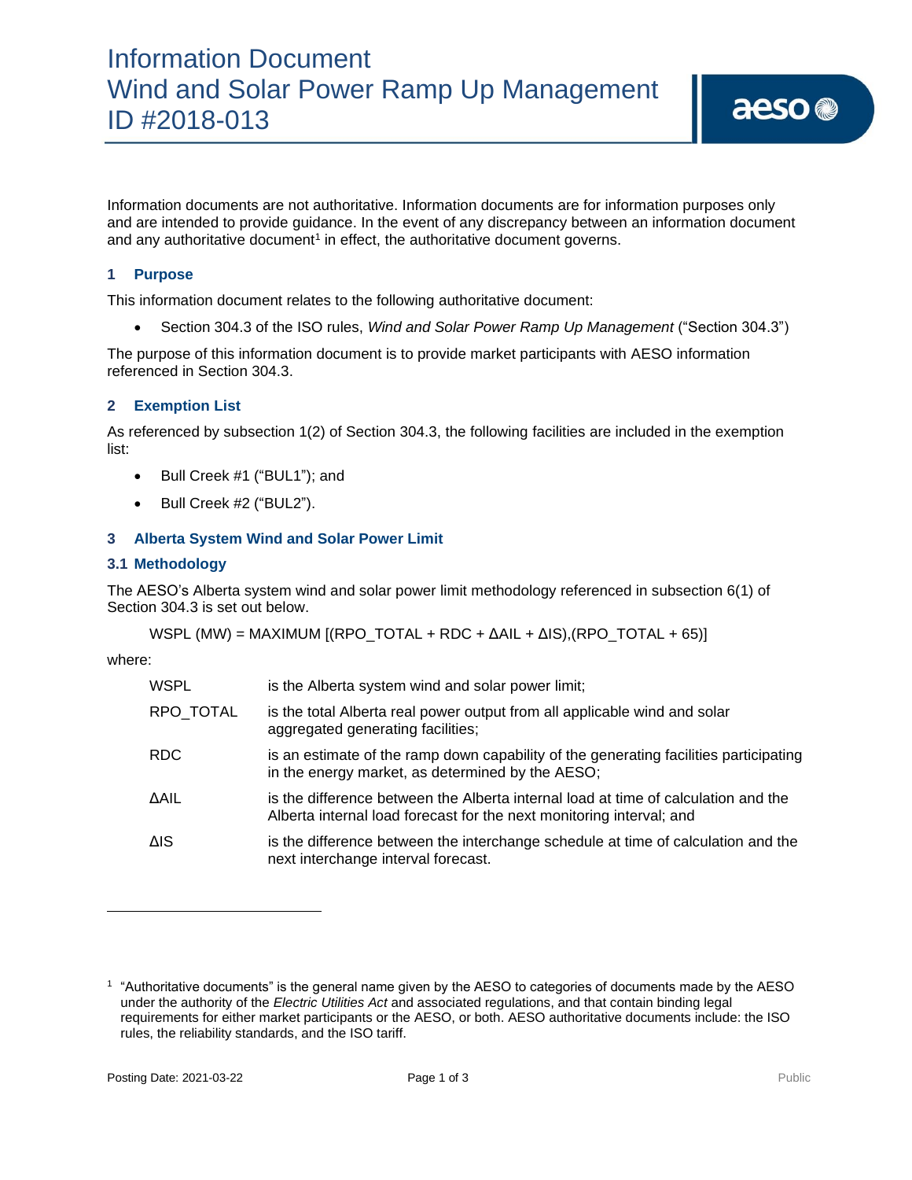# Information Document
# Wind and Solar Power Ramp Up Management
# ID #2018-013

Information documents are not authoritative. Information documents are for information purposes only and are intended to provide guidance. In the event of any discrepancy between an information document and any authoritative document[1] in effect, the authoritative document governs.

## 1 Purpose

This information document relates to the following authoritative document:

- Section 304.3 of the ISO rules, *Wind and Solar Power Ramp Up Management* ("Section 304.3")

The purpose of this information document is to provide market participants with AESO information referenced in Section 304.3.

## 2 Exemption List

As referenced by subsection 1(2) of Section 304.3, the following facilities are included in the exemption list:

- Bull Creek #1 ("BUL1"); and
- Bull Creek #2 ("BUL2").

## 3 Alberta System Wind and Solar Power Limit

### 3.1 Methodology

The AESO's Alberta system wind and solar power limit methodology referenced in subsection 6(1) of Section 304.3 is set out below.

$$WSPL\ (MW) = MAXIMUM\ [(RPO\_TOTAL + RDC + \Delta AIL + \Delta IS),(RPO\_TOTAL + 65)]$$

where:

| | |
|---|---|
| WSPL | is the Alberta system wind and solar power limit; |
| RPO_TOTAL | is the total Alberta real power output from all applicable wind and solar aggregated generating facilities; |
| RDC | is an estimate of the ramp down capability of the generating facilities participating in the energy market, as determined by the AESO; |
| $\Delta$AIL | is the difference between the Alberta internal load at time of calculation and the Alberta internal load forecast for the next monitoring interval; and |
| $\Delta$IS | is the difference between the interchange schedule at time of calculation and the next interchange interval forecast. |

[1] "Authoritative documents" is the general name given by the AESO to categories of documents made by the AESO under the authority of the *Electric Utilities Act* and associated regulations, and that contain binding legal requirements for either market participants or the AESO, or both. AESO authoritative documents include: the ISO rules, the reliability standards, and the ISO tariff.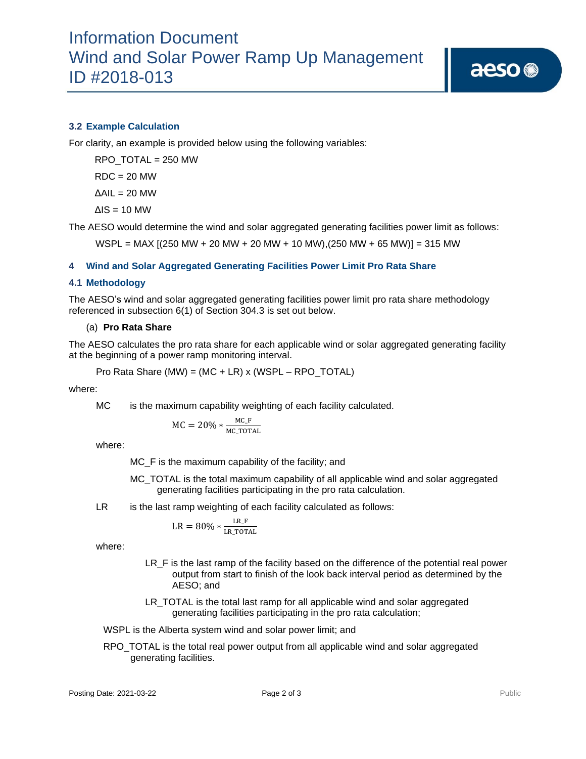### 3.2 Example Calculation

For clarity, an example is provided below using the following variables:

RPO_TOTAL = 250 MW

RDC = 20 MW

ΔAIL = 20 MW

ΔIS = 10 MW

The AESO would determine the wind and solar aggregated generating facilities power limit as follows:

WSPL = MAX [(250 MW + 20 MW + 20 MW + 10 MW),(250 MW + 65 MW)] = 315 MW

## 4 Wind and Solar Aggregated Generating Facilities Power Limit Pro Rata Share

### 4.1 Methodology

The AESO's wind and solar aggregated generating facilities power limit pro rata share methodology referenced in subsection 6(1) of Section 304.3 is set out below.

(a) **Pro Rata Share**

The AESO calculates the pro rata share for each applicable wind or solar aggregated generating facility at the beginning of a power ramp monitoring interval.

Pro Rata Share (MW) = (MC + LR) x (WSPL – RPO_TOTAL)

where:

MC is the maximum capability weighting of each facility calculated.

$$\text{MC} = 20\% * \frac{\text{MC\_F}}{\text{MC\_TOTAL}}$$

where:

MC_F is the maximum capability of the facility; and

MC_TOTAL is the total maximum capability of all applicable wind and solar aggregated generating facilities participating in the pro rata calculation.

LR is the last ramp weighting of each facility calculated as follows:

$$\text{LR} = 80\% * \frac{\text{LR\_F}}{\text{LR\_TOTAL}}$$

where:

LR_F is the last ramp of the facility based on the difference of the potential real power output from start to finish of the look back interval period as determined by the AESO; and

LR_TOTAL is the total last ramp for all applicable wind and solar aggregated generating facilities participating in the pro rata calculation;

WSPL is the Alberta system wind and solar power limit; and

RPO_TOTAL is the total real power output from all applicable wind and solar aggregated generating facilities.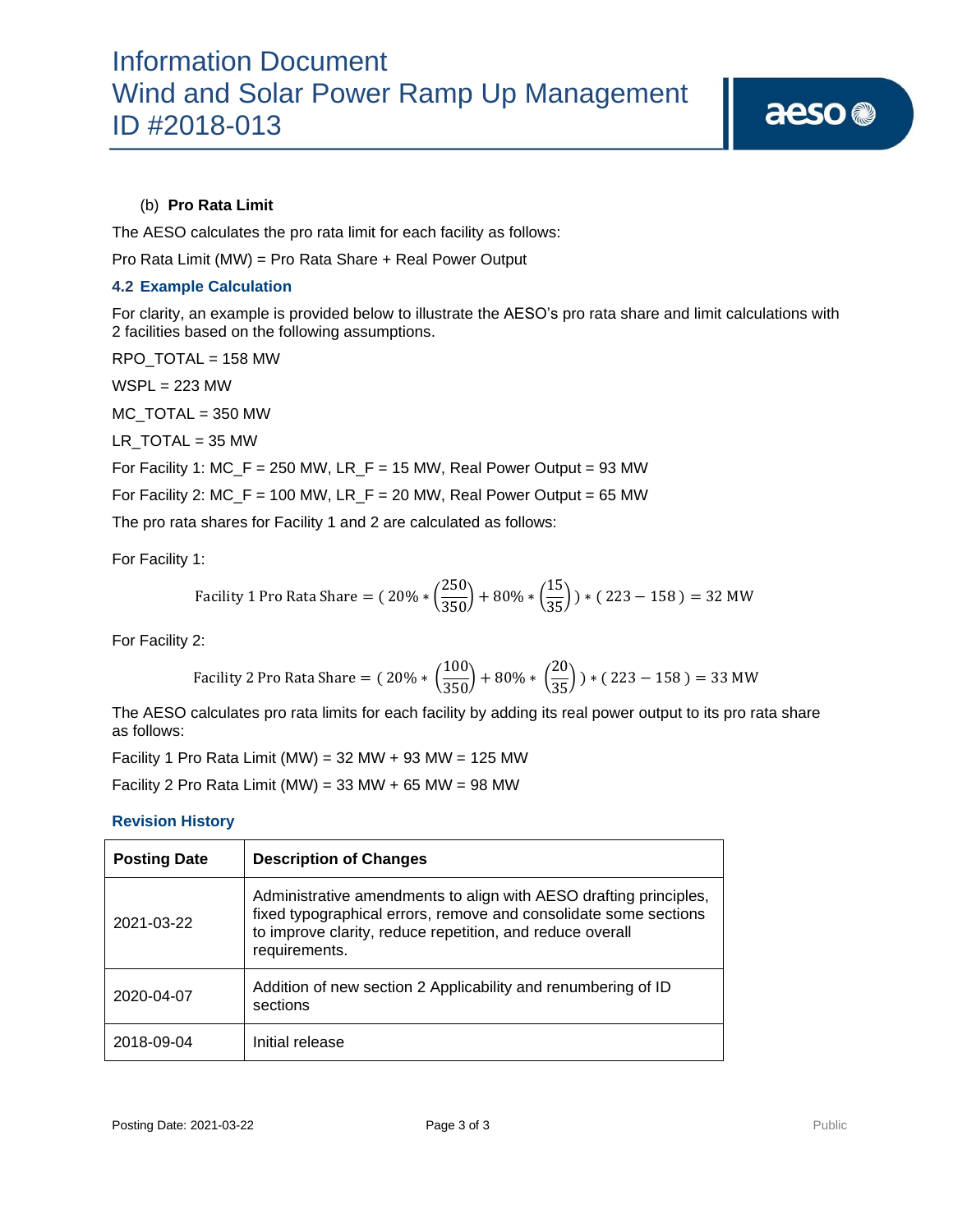(b) **Pro Rata Limit**

The AESO calculates the pro rata limit for each facility as follows:

Pro Rata Limit (MW) = Pro Rata Share + Real Power Output

### 4.2 Example Calculation

For clarity, an example is provided below to illustrate the AESO's pro rata share and limit calculations with 2 facilities based on the following assumptions.

RPO_TOTAL = 158 MW

WSPL = 223 MW

MC_TOTAL = 350 MW

LR_TOTAL = 35 MW

For Facility 1: MC_F = 250 MW, LR_F = 15 MW, Real Power Output = 93 MW

For Facility 2: MC_F = 100 MW, LR_F = 20 MW, Real Power Output = 65 MW

The pro rata shares for Facility 1 and 2 are calculated as follows:

For Facility 1:

$$\text{Facility 1 Pro Rata Share} = (\, 20\% * \left(\frac{250}{350}\right) + 80\% * \left(\frac{15}{35}\right)) * (\, 223 - 158\,) = 32 \text{ MW}$$

For Facility 2:

$$\text{Facility 2 Pro Rata Share} = (\, 20\% * \left(\frac{100}{350}\right) + 80\% * \left(\frac{20}{35}\right)) * (\, 223 - 158\,) = 33 \text{ MW}$$

The AESO calculates pro rata limits for each facility by adding its real power output to its pro rata share as follows:

Facility 1 Pro Rata Limit (MW) = 32 MW + 93 MW = 125 MW

Facility 2 Pro Rata Limit (MW) = 33 MW + 65 MW = 98 MW

### Revision History

| Posting Date | Description of Changes |
|---|---|
| 2021-03-22 | Administrative amendments to align with AESO drafting principles, fixed typographical errors, remove and consolidate some sections to improve clarity, reduce repetition, and reduce overall requirements. |
| 2020-04-07 | Addition of new section 2 Applicability and renumbering of ID sections |
| 2018-09-04 | Initial release |